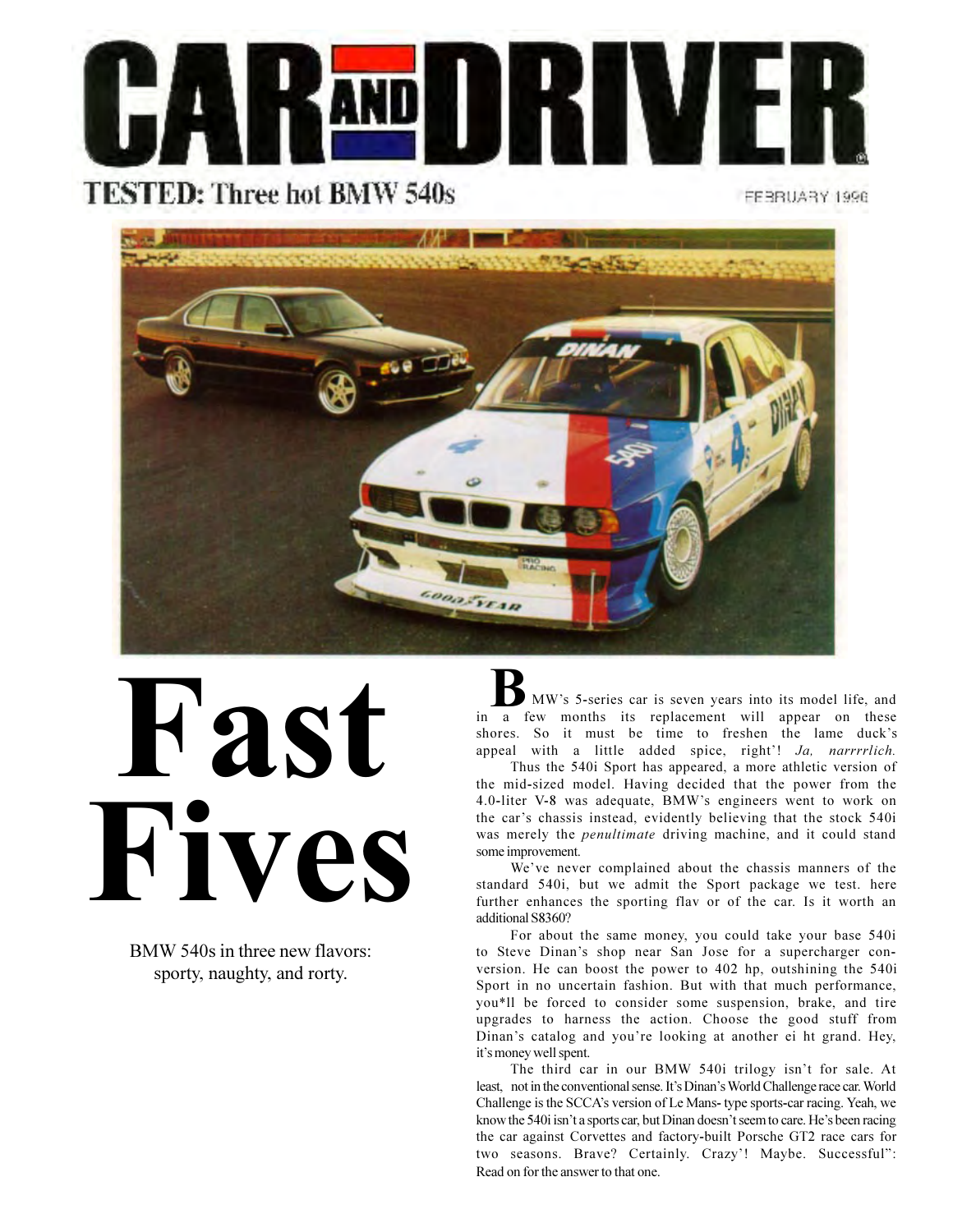# CAR AND DRIVER

**TESTED: Three hot BMW 540s**

FEBRUARY 1996

# Fast Fives

BMW 540s in three new flavors: sporty, naughty, and rorty.

BMW's 5-series car is seven years into its model life, and in a few months its replacement will appear on these shores. So it must be time to freshen the lame duck's appeal with a little added spice, right'! *Ja, narrrrlich.*

Thus the 540i Sport has appeared, a more athletic version of the mid-sized model. Having decided that the power from the 4.0-liter V-8 was adequate, BMW's engineers went to work on the car's chassis instead, evidently believing that the stock 540i was merely the *penultimate* driving machine, and it could stand some improvement.

We've never complained about the chassis manners of the standard 540i, but we admit the Sport package we test. here further enhances the sporting flav or of the car. Is it worth an additional S8360?

For about the same money, you could take your base 540i to Steve Dinan's shop near San Jose for a supercharger conversion. He can boost the power to 402 hp, outshining the 540i Sport in no uncertain fashion. But with that much performance, you*ll be forced to consider some suspension, brake, and tire upgrades to harness the action. Choose the good stuff from Dinan's catalog and you're looking at another ei ht grand. Hey, it's money well spent.

The third car in our BMW 540i trilogy isn't for sale. At least, not in the conventional sense. It's Dinan's World Challenge race car. World Challenge is the SCCA's version of Le Mans- type sports-car racing. Yeah, we know the 540i isn't a sports car, but Dinan doesn't seem to care. He's been racing the car against Corvettes and factory-built Porsche GT2 race cars for two seasons. Brave? Certainly. Crazy'! Maybe. Successful": Read on for the answer to that one.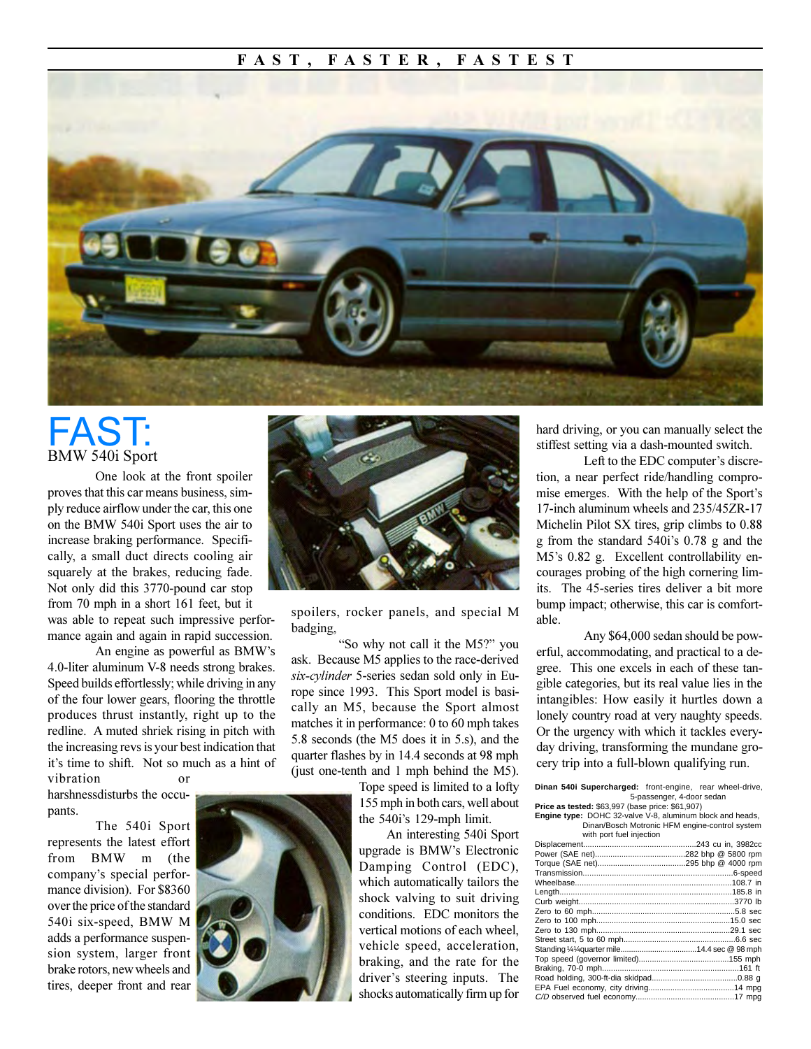# FAST:

## BMW 540i Sport

One look at the front spoiler proves that this car means business, simply reduce airflow under the car, this one on the BMW 540i Sport uses the air to increase braking performance. Specifically, a small duct directs cooling air squarely at the brakes, reducing fade. Not only did this 3770-pound car stop from 70 mph in a short 161 feet, but it was able to repeat such impressive performance again and again in rapid succession.

An engine as powerful as BMW's 4.0-liter aluminum V-8 needs strong brakes. Speed builds effortlessly; while driving in any of the four lower gears, flooring the throttle produces thrust instantly, right up to the redline. A muted shriek rising in pitch with the increasing revs is your best indication that it's time to shift. Not so much as a hint of vibration or harshnessdisturbs the occupants.

The 540i Sport represents the latest effort from BMW m (the company's special performance division). For $8360 over the price of the standard 540i six-speed, BMW M adds a performance suspension system, larger front brake rotors, new wheels and tires, deeper front and rear spoilers, rocker panels, and special M badging,

"So why not call it the M5?" you ask. Because M5 applies to the race-derived *six-cylinder* 5-series sedan sold only in Europe since 1993. This Sport model is basically an M5, because the Sport almost matches it in performance: 0 to 60 mph takes 5.8 seconds (the M5 does it in 5.s), and the quarter flashes by in 14.4 seconds at 98 mph (just one-tenth and 1 mph behind the M5). Tope speed is limited to a lofty 155 mph in both cars, well about the 540i's 129-mph limit.

An interesting 540i Sport upgrade is BMW's Electronic Damping Control (EDC), which automatically tailors the shock valving to suit driving conditions. EDC monitors the vertical motions of each wheel, vehicle speed, acceleration, braking, and the rate for the driver's steering inputs. The shocks automatically firm up for hard driving, or you can manually select the stiffest setting via a dash-mounted switch.

Left to the EDC computer's discretion, a near perfect ride/handling compromise emerges. With the help of the Sport's 17-inch aluminum wheels and 235/45ZR-17 Michelin Pilot SX tires, grip climbs to 0.88 g from the standard 540i's 0.78 g and the M5's 0.82 g. Excellent controllability encourages probing of the high cornering limits. The 45-series tires deliver a bit more bump impact; otherwise, this car is comfortable.

Any $64,000 sedan should be powerful, accommodating, and practical to a degree. This one excels in each of these tangible categories, but its real value lies in the intangibles: How easily it hurtles down a lonely country road at very naughty speeds. Or the urgency with which it tackles everyday driving, transforming the mundane grocery trip into a full-blown qualifying run.

**Dinan 540i Supercharged:** front-engine, rear wheel-drive, 5-passenger, 4-door sedan
**Price as tested:** $63,997 (base price: $61,907)
**Engine type:** DOHC 32-valve V-8, aluminum block and heads, Dinan/Bosch Motronic HFM engine-control system with port fuel injection

| | |
|---|---|
| Displacement | 243 cu in, 3982cc |
| Power (SAE net) | 282 bhp @ 5800 rpm |
| Torque (SAE net) | 295 bhp @ 4000 rpm |
| Transmission | 6-speed |
| Wheelbase | 108.7 in |
| Length | 185.8 in |
| Curb weight | 3770 lb |
| Zero to 60 mph | 5.8 sec |
| Zero to 100 mph | 15.0 sec |
| Zero to 130 mph | 29.1 sec |
| Street start, 5 to 60 mph | 6.6 sec |
| Standing ¼¼quarter mile | 14.4 sec @ 98 mph |
| Top speed (governor limited) | 155 mph |
| Braking, 70-0 mph | 161 ft |
| Road holding, 300-ft-dia skidpad | 0.88 g |
| EPA Fuel economy, city driving | 14 mpg |
| *C/D* observed fuel economy | 17 mpg |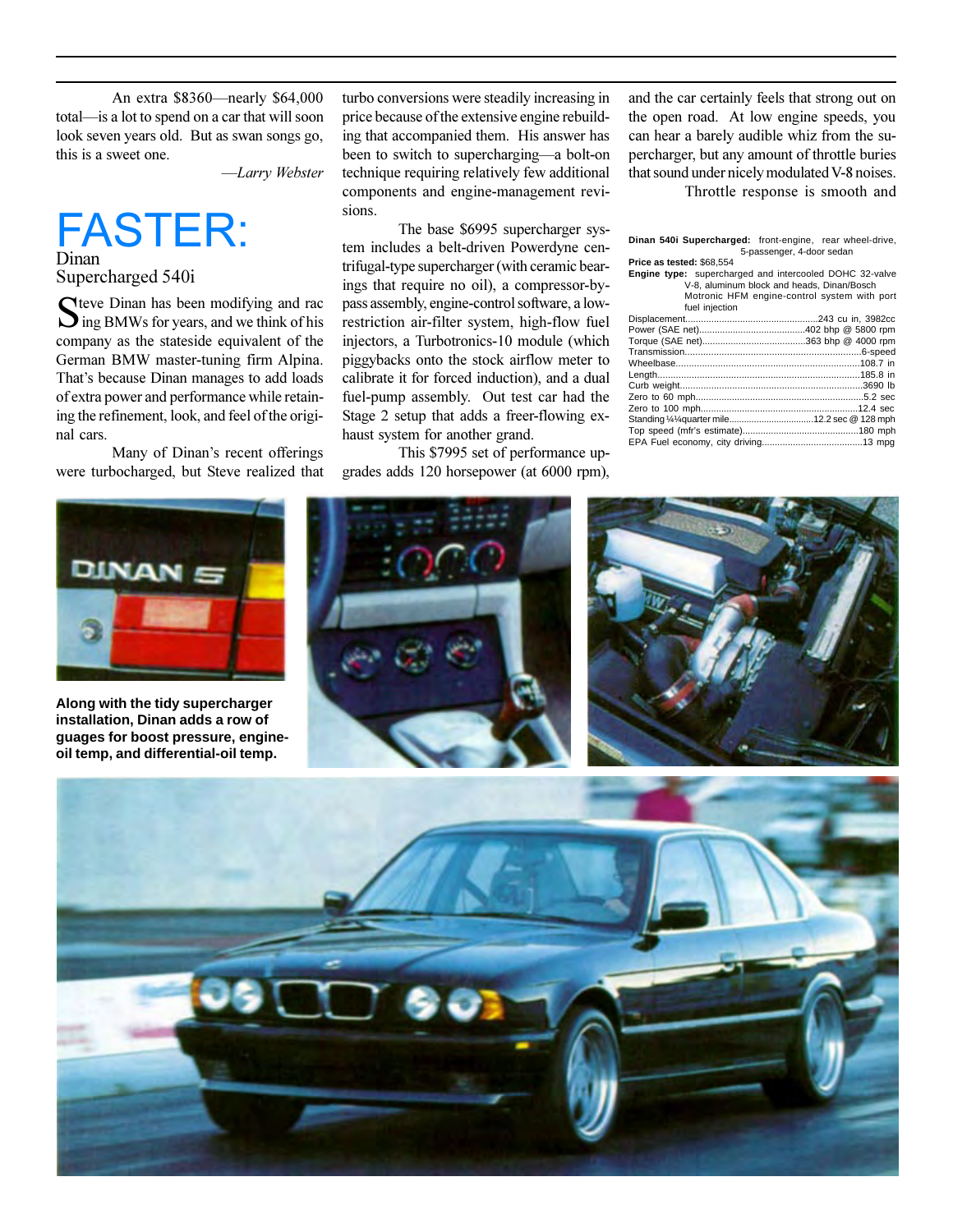An extra $8360—nearly $64,000 total—is a lot to spend on a car that will soon look seven years old. But as swan songs go, this is a sweet one.

*—Larry Webster*

# FASTER:

## Dinan Supercharged 540i

Steve Dinan has been modifying and racing BMWs for years, and we think of his company as the stateside equivalent of the German BMW master-tuning firm Alpina. That's because Dinan manages to add loads of extra power and performance while retaining the refinement, look, and feel of the original cars.

Many of Dinan's recent offerings were turbocharged, but Steve realized that turbo conversions were steadily increasing in price because of the extensive engine rebuilding that accompanied them. His answer has been to switch to supercharging—a bolt-on technique requiring relatively few additional components and engine-management revisions.

The base $6995 supercharger system includes a belt-driven Powerdyne centrifugal-type supercharger (with ceramic bearings that require no oil), a compressor-bypass assembly, engine-control software, a low-restriction air-filter system, high-flow fuel injectors, a Turbotronics-10 module (which piggybacks onto the stock airflow meter to calibrate it for forced induction), and a dual fuel-pump assembly. Out test car had the Stage 2 setup that adds a freer-flowing exhaust system for another grand.

This $7995 set of performance upgrades adds 120 horsepower (at 6000 rpm), and the car certainly feels that strong out on the open road. At low engine speeds, you can hear a barely audible whiz from the supercharger, but any amount of throttle buries that sound under nicely modulated V-8 noises.

Throttle response is smooth and

**Dinan 540i Supercharged:** front-engine, rear wheel-drive, 5-passenger, 4-door sedan

**Price as tested:** $68,554

**Engine type:** supercharged and intercooled DOHC 32-valve V-8, aluminum block and heads, Dinan/Bosch Motronic HFM engine-control system with port fuel injection

| | |
|---|---|
| Displacement | 243 cu in, 3982cc |
| Power (SAE net) | 402 bhp @ 5800 rpm |
| Torque (SAE net) | 363 bhp @ 4000 rpm |
| Transmission | 6-speed |
| Wheelbase | 108.7 in |
| Length | 185.8 in |
| Curb weight | 3690 lb |
| Zero to 60 mph | 5.2 sec |
| Zero to 100 mph | 12.4 sec |
| Standing ¼¼quarter mile | 12.2 sec @ 128 mph |
| Top speed (mfr's estimate) | 180 mph |
| EPA Fuel economy, city driving | 13 mpg |

**Along with the tidy supercharger installation, Dinan adds a row of guages for boost pressure, engine-oil temp, and differential-oil temp.**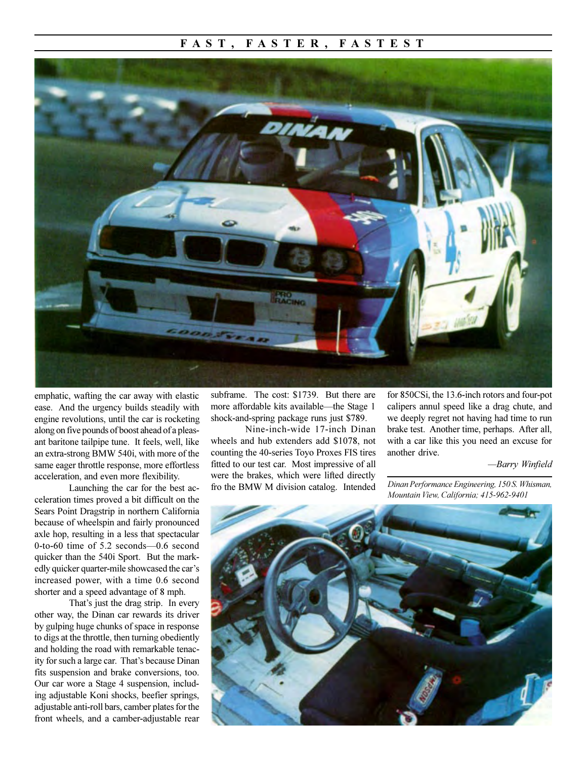emphatic, wafting the car away with elastic ease. And the urgency builds steadily with engine revolutions, until the car is rocketing along on five pounds of boost ahead of a pleasant baritone tailpipe tune. It feels, well, like an extra-strong BMW 540i, with more of the same eager throttle response, more effortless acceleration, and even more flexibility.

Launching the car for the best acceleration times proved a bit difficult on the Sears Point Dragstrip in northern California because of wheelspin and fairly pronounced axle hop, resulting in a less that spectacular 0-to-60 time of 5.2 seconds—0.6 second quicker than the 540i Sport. But the markedly quicker quarter-mile showcased the car's increased power, with a time 0.6 second shorter and a speed advantage of 8 mph.

That's just the drag strip. In every other way, the Dinan car rewards its driver by gulping huge chunks of space in response to digs at the throttle, then turning obediently and holding the road with remarkable tenacity for such a large car. That's because Dinan fits suspension and brake conversions, too. Our car wore a Stage 4 suspension, including adjustable Koni shocks, beefier springs, adjustable anti-roll bars, camber plates for the front wheels, and a camber-adjustable rear subframe. The cost: $1739. But there are more affordable kits available—the Stage 1 shock-and-spring package runs just $789.

Nine-inch-wide 17-inch Dinan wheels and hub extenders add $1078, not counting the 40-series Toyo Proxes FIS tires fitted to our test car. Most impressive of all were the brakes, which were lifted directly fro the BMW M division catalog. Intended for 850CSi, the 13.6-inch rotors and four-pot calipers annul speed like a drag chute, and we deeply regret not having had time to run brake test. Another time, perhaps. After all, with a car like this you need an excuse for another drive.

*—Barry Winfield*

*Dinan Performance Engineering, 150 S. Whisman, Mountain View, California; 415-962-9401*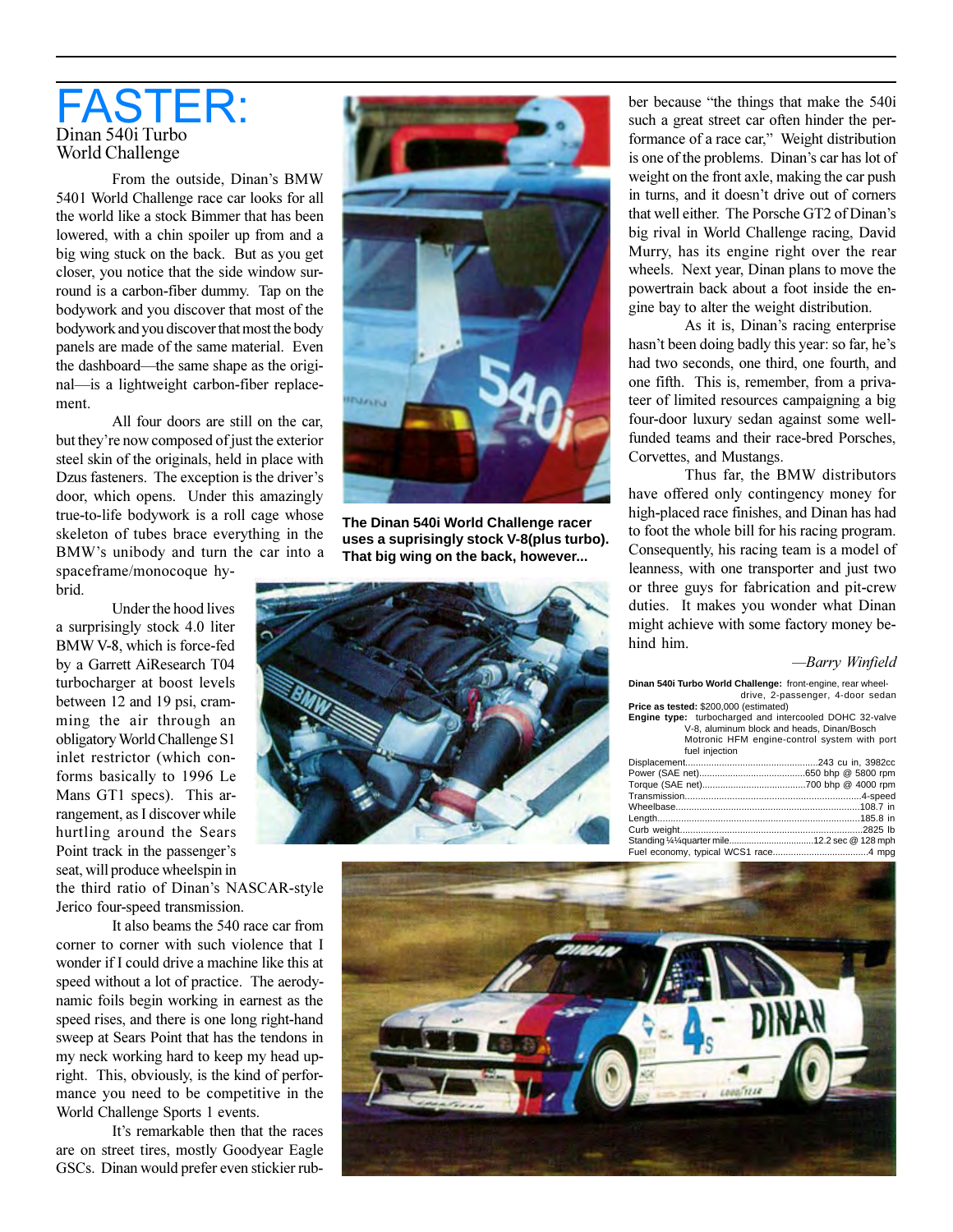# FASTER:

## Dinan 540i Turbo World Challenge

From the outside, Dinan's BMW 5401 World Challenge race car looks for all the world like a stock Bimmer that has been lowered, with a chin spoiler up from and a big wing stuck on the back. But as you get closer, you notice that the side window surround is a carbon-fiber dummy. Tap on the bodywork and you discover that most of the bodywork and you discover that most the body panels are made of the same material. Even the dashboard—the same shape as the original—is a lightweight carbon-fiber replacement.

All four doors are still on the car, but they're now composed of just the exterior steel skin of the originals, held in place with Dzus fasteners. The exception is the driver's door, which opens. Under this amazingly true-to-life bodywork is a roll cage whose skeleton of tubes brace everything in the BMW's unibody and turn the car into a spaceframe/monocoque hybrid.

Under the hood lives a surprisingly stock 4.0 liter BMW V-8, which is force-fed by a Garrett AiResearch T04 turbocharger at boost levels between 12 and 19 psi, cramming the air through an obligatory World Challenge S1 inlet restrictor (which conforms basically to 1996 Le Mans GT1 specs). This arrangement, as I discover while hurtling around the Sears Point track in the passenger's seat, will produce wheelspin in the third ratio of Dinan's NASCAR-style Jerico four-speed transmission.

It also beams the 540 race car from corner to corner with such violence that I wonder if I could drive a machine like this at speed without a lot of practice. The aerodynamic foils begin working in earnest as the speed rises, and there is one long right-hand sweep at Sears Point that has the tendons in my neck working hard to keep my head upright. This, obviously, is the kind of performance you need to be competitive in the World Challenge Sports 1 events.

It's remarkable then that the races are on street tires, mostly Goodyear Eagle GSCs. Dinan would prefer even stickier rubber because "the things that make the 540i such a great street car often hinder the performance of a race car," Weight distribution is one of the problems. Dinan's car has lot of weight on the front axle, making the car push in turns, and it doesn't drive out of corners that well either. The Porsche GT2 of Dinan's big rival in World Challenge racing, David Murry, has its engine right over the rear wheels. Next year, Dinan plans to move the powertrain back about a foot inside the engine bay to alter the weight distribution.

As it is, Dinan's racing enterprise hasn't been doing badly this year: so far, he's had two seconds, one third, one fourth, and one fifth. This is, remember, from a privateer of limited resources campaigning a big four-door luxury sedan against some well-funded teams and their race-bred Porsches, Corvettes, and Mustangs.

Thus far, the BMW distributors have offered only contingency money for high-placed race finishes, and Dinan has had to foot the whole bill for his racing program. Consequently, his racing team is a model of leanness, with one transporter and just two or three guys for fabrication and pit-crew duties. It makes you wonder what Dinan might achieve with some factory money behind him.

*—Barry Winfield*

**The Dinan 540i World Challenge racer uses a suprisingly stock V-8(plus turbo). That big wing on the back, however...**

**Dinan 540i Turbo World Challenge:** front-engine, rear wheel-drive, 2-passenger, 4-door sedan
**Price as tested:** $200,000 (estimated)
**Engine type:** turbocharged and intercooled DOHC 32-valve V-8, aluminum block and heads, Dinan/Bosch Motronic HFM engine-control system with port fuel injection

| | |
|---|---|
| Displacement | 243 cu in, 3982cc |
| Power (SAE net) | 650 bhp @ 5800 rpm |
| Torque (SAE net) | 700 bhp @ 4000 rpm |
| Transmission | 4-speed |
| Wheelbase | 108.7 in |
| Length | 185.8 in |
| Curb weight | 2825 lb |
| Standing ¼¼quarter mile | 12.2 sec @ 128 mph |
| Fuel economy, typical WCS1 race | 4 mpg |